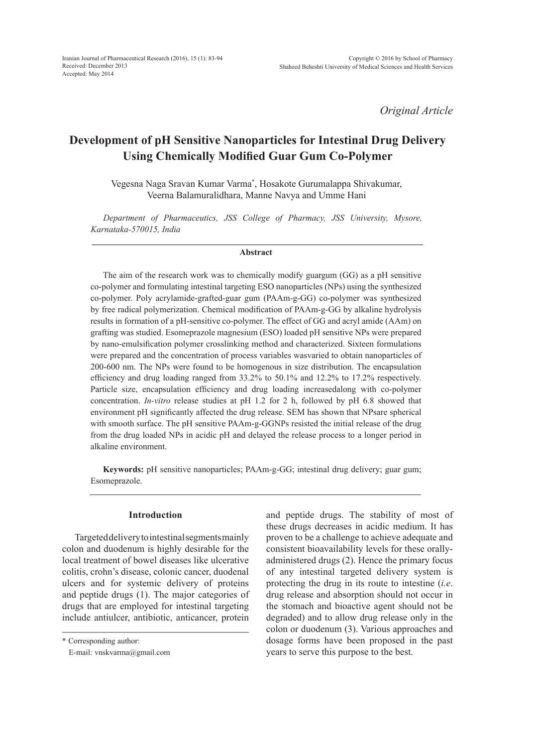*Original Article*

# Development of pH Sensitive Nanoparticles for Intestinal Drug Delivery Using Chemically Modified Guar Gum Co-Polymer

Vegesna Naga Sravan Kumar Varma*, Hosakote Gurumalappa Shivakumar, Veerna Balamuralidhara, Manne Navya and Umme Hani

*Department of Pharmaceutics, JSS College of Pharmacy, JSS University, Mysore, Karnataka-570015, India*

## Abstract

The aim of the research work was to chemically modify guargum (GG) as a pH sensitive co-polymer and formulating intestinal targeting ESO nanoparticles (NPs) using the synthesized co-polymer. Poly acrylamide-grafted-guar gum (PAAm-g-GG) co-polymer was synthesized by free radical polymerization. Chemical modification of PAAm-g-GG by alkaline hydrolysis results in formation of a pH-sensitive co-polymer. The effect of GG and acryl amide (AAm) on grafting was studied. Esomeprazole magnesium (ESO) loaded pH sensitive NPs were prepared by nano-emulsification polymer crosslinking method and characterized. Sixteen formulations were prepared and the concentration of process variables wasvaried to obtain nanoparticles of 200-600 nm. The NPs were found to be homogenous in size distribution. The encapsulation efficiency and drug loading ranged from 33.2% to 50.1% and 12.2% to 17.2% respectively. Particle size, encapsulation efficiency and drug loading increasedalong with co-polymer concentration. *In-vitro* release studies at pH 1.2 for 2 h, followed by pH 6.8 showed that environment pH significantly affected the drug release. SEM has shown that NPsare spherical with smooth surface. The pH sensitive PAAm-g-GGNPs resisted the initial release of the drug from the drug loaded NPs in acidic pH and delayed the release process to a longer period in alkaline environment.

**Keywords:** pH sensitive nanoparticles; PAAm-g-GG; intestinal drug delivery; guar gum; Esomeprazole.

## Introduction

Targeted delivery to intestinal segments mainly colon and duodenum is highly desirable for the local treatment of bowel diseases like ulcerative colitis, crohn's disease, colonic cancer, duodenal ulcers and for systemic delivery of proteins and peptide drugs (1). The major categories of drugs that are employed for intestinal targeting include antiulcer, antibiotic, anticancer, protein and peptide drugs. The stability of most of these drugs decreases in acidic medium. It has proven to be a challenge to achieve adequate and consistent bioavailability levels for these orally-administered drugs (2). Hence the primary focus of any intestinal targeted delivery system is protecting the drug in its route to intestine (*i.e*. drug release and absorption should not occur in the stomach and bioactive agent should not be degraded) and to allow drug release only in the colon or duodenum (3). Various approaches and dosage forms have been proposed in the past years to serve this purpose to the best.

\* Corresponding author:
E-mail: vnskvarma@gmail.com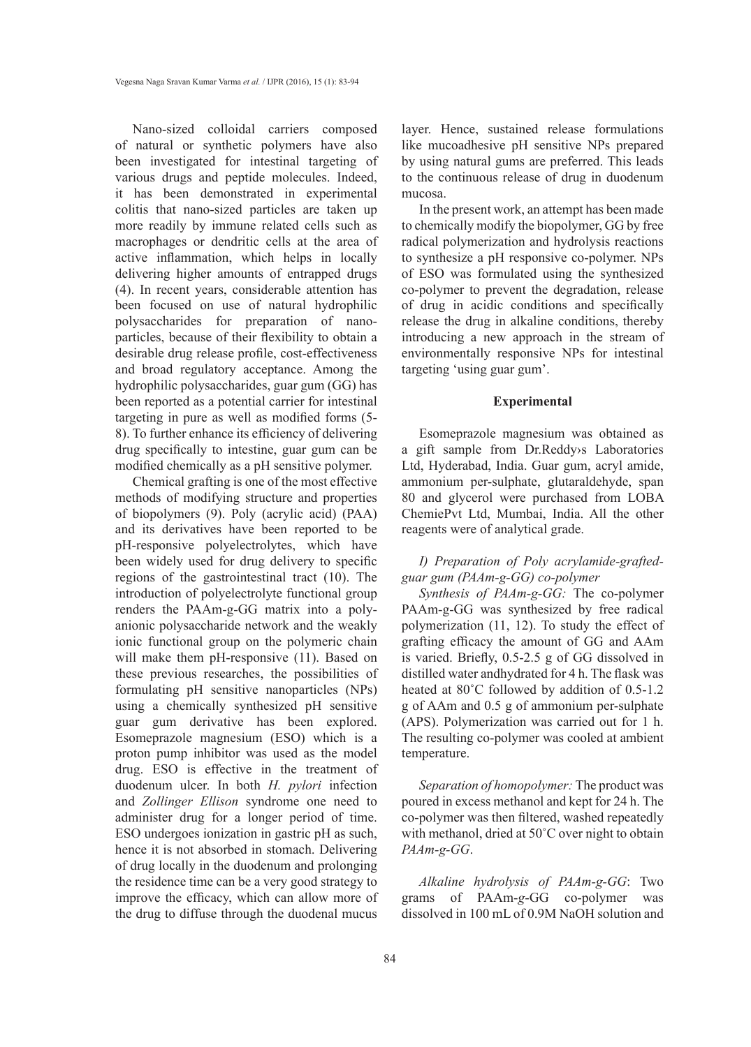Nano-sized colloidal carriers composed of natural or synthetic polymers have also been investigated for intestinal targeting of various drugs and peptide molecules. Indeed, it has been demonstrated in experimental colitis that nano-sized particles are taken up more readily by immune related cells such as macrophages or dendritic cells at the area of active inflammation, which helps in locally delivering higher amounts of entrapped drugs (4). In recent years, considerable attention has been focused on use of natural hydrophilic polysaccharides for preparation of nano-particles, because of their flexibility to obtain a desirable drug release profile, cost-effectiveness and broad regulatory acceptance. Among the hydrophilic polysaccharides, guar gum (GG) has been reported as a potential carrier for intestinal targeting in pure as well as modified forms (5-8). To further enhance its efficiency of delivering drug specifically to intestine, guar gum can be modified chemically as a pH sensitive polymer.

Chemical grafting is one of the most effective methods of modifying structure and properties of biopolymers (9). Poly (acrylic acid) (PAA) and its derivatives have been reported to be pH-responsive polyelectrolytes, which have been widely used for drug delivery to specific regions of the gastrointestinal tract (10). The introduction of polyelectrolyte functional group renders the PAAm-g-GG matrix into a poly-anionic polysaccharide network and the weakly ionic functional group on the polymeric chain will make them pH-responsive (11). Based on these previous researches, the possibilities of formulating pH sensitive nanoparticles (NPs) using a chemically synthesized pH sensitive guar gum derivative has been explored. Esomeprazole magnesium (ESO) which is a proton pump inhibitor was used as the model drug. ESO is effective in the treatment of duodenum ulcer. In both *H. pylori* infection and *Zollinger Ellison* syndrome one need to administer drug for a longer period of time. ESO undergoes ionization in gastric pH as such, hence it is not absorbed in stomach. Delivering of drug locally in the duodenum and prolonging the residence time can be a very good strategy to improve the efficacy, which can allow more of the drug to diffuse through the duodenal mucus layer. Hence, sustained release formulations like mucoadhesive pH sensitive NPs prepared by using natural gums are preferred. This leads to the continuous release of drug in duodenum mucosa.

In the present work, an attempt has been made to chemically modify the biopolymer, GG by free radical polymerization and hydrolysis reactions to synthesize a pH responsive co-polymer. NPs of ESO was formulated using the synthesized co-polymer to prevent the degradation, release of drug in acidic conditions and specifically release the drug in alkaline conditions, thereby introducing a new approach in the stream of environmentally responsive NPs for intestinal targeting 'using guar gum'.

## Experimental

Esomeprazole magnesium was obtained as a gift sample from Dr.Reddy›s Laboratories Ltd, Hyderabad, India. Guar gum, acryl amide, ammonium per-sulphate, glutaraldehyde, span 80 and glycerol were purchased from LOBA ChemiePvt Ltd, Mumbai, India. All the other reagents were of analytical grade.

### *I) Preparation of Poly acrylamide-grafted-guar gum (PAAm-g-GG) co-polymer*

*Synthesis of PAAm-g-GG:* The co-polymer PAAm-g-GG was synthesized by free radical polymerization (11, 12). To study the effect of grafting efficacy the amount of GG and AAm is varied. Briefly, 0.5-2.5 g of GG dissolved in distilled water andhydrated for 4 h. The flask was heated at 80˚C followed by addition of 0.5-1.2 g of AAm and 0.5 g of ammonium per-sulphate (APS). Polymerization was carried out for 1 h. The resulting co-polymer was cooled at ambient temperature.

*Separation of homopolymer:* The product was poured in excess methanol and kept for 24 h. The co-polymer was then filtered, washed repeatedly with methanol, dried at 50˚C over night to obtain *PAAm-g-GG*.

*Alkaline hydrolysis of PAAm-g-GG*: Two grams of PAAm-*g*-GG co-polymer was dissolved in 100 mL of 0.9M NaOH solution and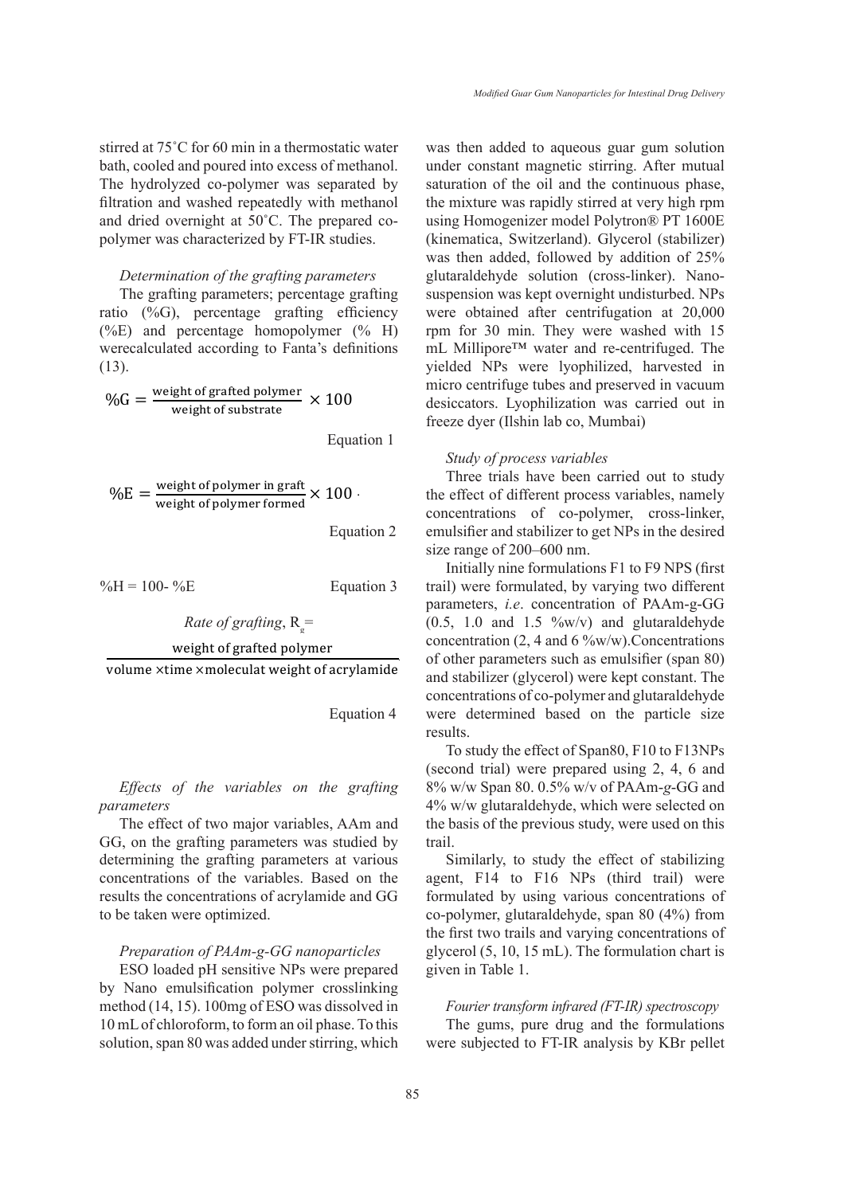stirred at 75˚C for 60 min in a thermostatic water bath, cooled and poured into excess of methanol. The hydrolyzed co-polymer was separated by filtration and washed repeatedly with methanol and dried overnight at 50˚C. The prepared co-polymer was characterized by FT-IR studies.

*Determination of the grafting parameters*

The grafting parameters; percentage grafting ratio (%G), percentage grafting efficiency (%E) and percentage homopolymer (% H) werecalculated according to Fanta's definitions (13).

$$\%G = \frac{\text{weight of grafted polymer}}{\text{weight of substrate}} \times 100$$

Equation 1

$$\%E = \frac{\text{weight of polymer in graft}}{\text{weight of polymer formed}} \times 100$$

Equation 2

$$\%H = 100 - \%E$$

Equation 3

$$\text{Rate of grafting, } R_g = \frac{\text{weight of grafted polymer}}{\text{volume} \times \text{time} \times \text{moleculat weight of acrylamide}}$$

Equation 4

*Effects of the variables on the grafting parameters*

The effect of two major variables, AAm and GG, on the grafting parameters was studied by determining the grafting parameters at various concentrations of the variables. Based on the results the concentrations of acrylamide and GG to be taken were optimized.

*Preparation of PAAm-g-GG nanoparticles*

ESO loaded pH sensitive NPs were prepared by Nano emulsification polymer crosslinking method (14, 15). 100mg of ESO was dissolved in 10 mL of chloroform, to form an oil phase. To this solution, span 80 was added under stirring, which was then added to aqueous guar gum solution under constant magnetic stirring. After mutual saturation of the oil and the continuous phase, the mixture was rapidly stirred at very high rpm using Homogenizer model Polytron® PT 1600E (kinematica, Switzerland). Glycerol (stabilizer) was then added, followed by addition of 25% glutaraldehyde solution (cross-linker). Nano-suspension was kept overnight undisturbed. NPs were obtained after centrifugation at 20,000 rpm for 30 min. They were washed with 15 mL Millipore™ water and re-centrifuged. The yielded NPs were lyophilized, harvested in micro centrifuge tubes and preserved in vacuum desiccators. Lyophilization was carried out in freeze dyer (Ilshin lab co, Mumbai)

*Study of process variables*

Three trials have been carried out to study the effect of different process variables, namely concentrations of co-polymer, cross-linker, emulsifier and stabilizer to get NPs in the desired size range of 200–600 nm.

Initially nine formulations F1 to F9 NPS (first trail) were formulated, by varying two different parameters, *i.e*. concentration of PAAm-g-GG (0.5, 1.0 and 1.5 %w/v) and glutaraldehyde concentration (2, 4 and 6 %w/w).Concentrations of other parameters such as emulsifier (span 80) and stabilizer (glycerol) were kept constant. The concentrations of co-polymer and glutaraldehyde were determined based on the particle size results.

To study the effect of Span80, F10 to F13NPs (second trial) were prepared using 2, 4, 6 and 8% w/w Span 80. 0.5% w/v of PAAm-*g*-GG and 4% w/w glutaraldehyde, which were selected on the basis of the previous study, were used on this trail.

Similarly, to study the effect of stabilizing agent, F14 to F16 NPs (third trail) were formulated by using various concentrations of co-polymer, glutaraldehyde, span 80 (4%) from the first two trails and varying concentrations of glycerol (5, 10, 15 mL). The formulation chart is given in Table 1.

*Fourier transform infrared (FT-IR) spectroscopy*

The gums, pure drug and the formulations were subjected to FT-IR analysis by KBr pellet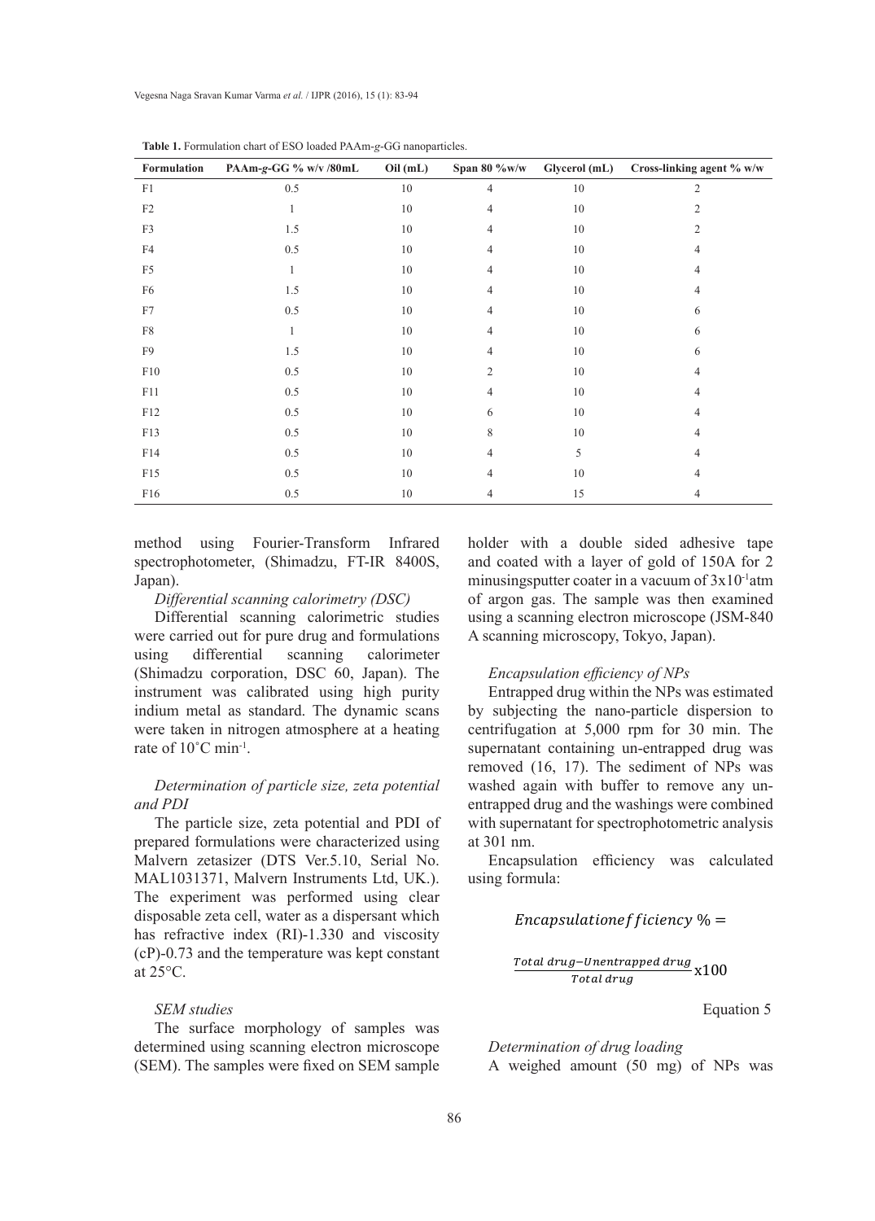**Table 1.** Formulation chart of ESO loaded PAAm-*g*-GG nanoparticles.

| Formulation | PAAm-*g*-GG % w/v /80mL | Oil (mL) | Span 80 %w/w | Glycerol (mL) | Cross-linking agent % w/w |
|---|---|---|---|---|---|
| F1 | 0.5 | 10 | 4 | 10 | 2 |
| F2 | 1 | 10 | 4 | 10 | 2 |
| F3 | 1.5 | 10 | 4 | 10 | 2 |
| F4 | 0.5 | 10 | 4 | 10 | 4 |
| F5 | 1 | 10 | 4 | 10 | 4 |
| F6 | 1.5 | 10 | 4 | 10 | 4 |
| F7 | 0.5 | 10 | 4 | 10 | 6 |
| F8 | 1 | 10 | 4 | 10 | 6 |
| F9 | 1.5 | 10 | 4 | 10 | 6 |
| F10 | 0.5 | 10 | 2 | 10 | 4 |
| F11 | 0.5 | 10 | 4 | 10 | 4 |
| F12 | 0.5 | 10 | 6 | 10 | 4 |
| F13 | 0.5 | 10 | 8 | 10 | 4 |
| F14 | 0.5 | 10 | 4 | 5 | 4 |
| F15 | 0.5 | 10 | 4 | 10 | 4 |
| F16 | 0.5 | 10 | 4 | 15 | 4 |

method using Fourier-Transform Infrared spectrophotometer, (Shimadzu, FT-IR 8400S, Japan).

*Differential scanning calorimetry (DSC)*

Differential scanning calorimetric studies were carried out for pure drug and formulations using differential scanning calorimeter (Shimadzu corporation, DSC 60, Japan). The instrument was calibrated using high purity indium metal as standard. The dynamic scans were taken in nitrogen atmosphere at a heating rate of 10˚C $min^{-1}$.

*Determination of particle size, zeta potential and PDI*

The particle size, zeta potential and PDI of prepared formulations were characterized using Malvern zetasizer (DTS Ver.5.10, Serial No. MAL1031371, Malvern Instruments Ltd, UK.). The experiment was performed using clear disposable zeta cell, water as a dispersant which has refractive index (RI)-1.330 and viscosity (cP)-0.73 and the temperature was kept constant at 25°C.

*SEM studies*

The surface morphology of samples was determined using scanning electron microscope (SEM). The samples were fixed on SEM sample holder with a double sided adhesive tape and coated with a layer of gold of 150A for 2 minusingsputter coater in a vacuum of $3x10^{-1}$atm of argon gas. The sample was then examined using a scanning electron microscope (JSM-840 A scanning microscopy, Tokyo, Japan).

*Encapsulation efficiency of NPs*

Entrapped drug within the NPs was estimated by subjecting the nano-particle dispersion to centrifugation at 5,000 rpm for 30 min. The supernatant containing un-entrapped drug was removed (16, 17). The sediment of NPs was washed again with buffer to remove any un-entrapped drug and the washings were combined with supernatant for spectrophotometric analysis at 301 nm.

Encapsulation efficiency was calculated using formula:

$$Encapsulation efficiency \ \% = \frac{Total\ drug - Unentrapped\ drug}{Total\ drug} \text{x}100$$

Equation 5

*Determination of drug loading*

A weighed amount (50 mg) of NPs was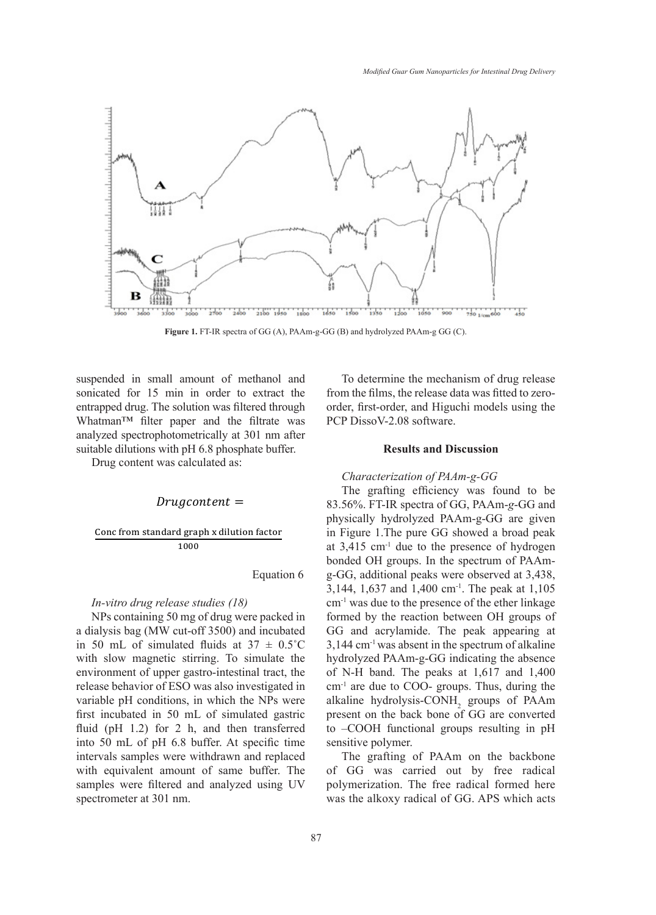Figure 1. FT-IR spectra of GG (A), PAAm-g-GG (B) and hydrolyzed PAAm-g GG (C).

suspended in small amount of methanol and sonicated for 15 min in order to extract the entrapped drug. The solution was filtered through Whatman™ filter paper and the filtrate was analyzed spectrophotometrically at 301 nm after suitable dilutions with pH 6.8 phosphate buffer.

Drug content was calculated as:

$$Drugcontent = \frac{\text{Conc from standard graph x dilution factor}}{1000}$$

Equation 6

*In-vitro drug release studies (18)*

NPs containing 50 mg of drug were packed in a dialysis bag (MW cut-off 3500) and incubated in 50 mL of simulated fluids at 37 ± 0.5˚C with slow magnetic stirring. To simulate the environment of upper gastro-intestinal tract, the release behavior of ESO was also investigated in variable pH conditions, in which the NPs were first incubated in 50 mL of simulated gastric fluid (pH 1.2) for 2 h, and then transferred into 50 mL of pH 6.8 buffer. At specific time intervals samples were withdrawn and replaced with equivalent amount of same buffer. The samples were filtered and analyzed using UV spectrometer at 301 nm.

To determine the mechanism of drug release from the films, the release data was fitted to zero-order, first-order, and Higuchi models using the PCP DissoV-2.08 software.

## Results and Discussion

*Characterization of PAAm-g-GG*

The grafting efficiency was found to be 83.56%. FT-IR spectra of GG, PAAm-*g*-GG and physically hydrolyzed PAAm-g-GG are given in Figure 1.The pure GG showed a broad peak at 3,415 $cm^{-1}$ due to the presence of hydrogen bonded OH groups. In the spectrum of PAAm-g-GG, additional peaks were observed at 3,438, 3,144, 1,637 and 1,400 $cm^{-1}$. The peak at 1,105 $cm^{-1}$ was due to the presence of the ether linkage formed by the reaction between OH groups of GG and acrylamide. The peak appearing at 3,144 $cm^{-1}$ was absent in the spectrum of alkaline hydrolyzed PAAm-g-GG indicating the absence of N-H band. The peaks at 1,617 and 1,400 $cm^{-1}$ are due to COO- groups. Thus, during the alkaline hydrolysis-$CONH_2$ groups of PAAm present on the back bone of GG are converted to –COOH functional groups resulting in pH sensitive polymer.

The grafting of PAAm on the backbone of GG was carried out by free radical polymerization. The free radical formed here was the alkoxy radical of GG. APS which acts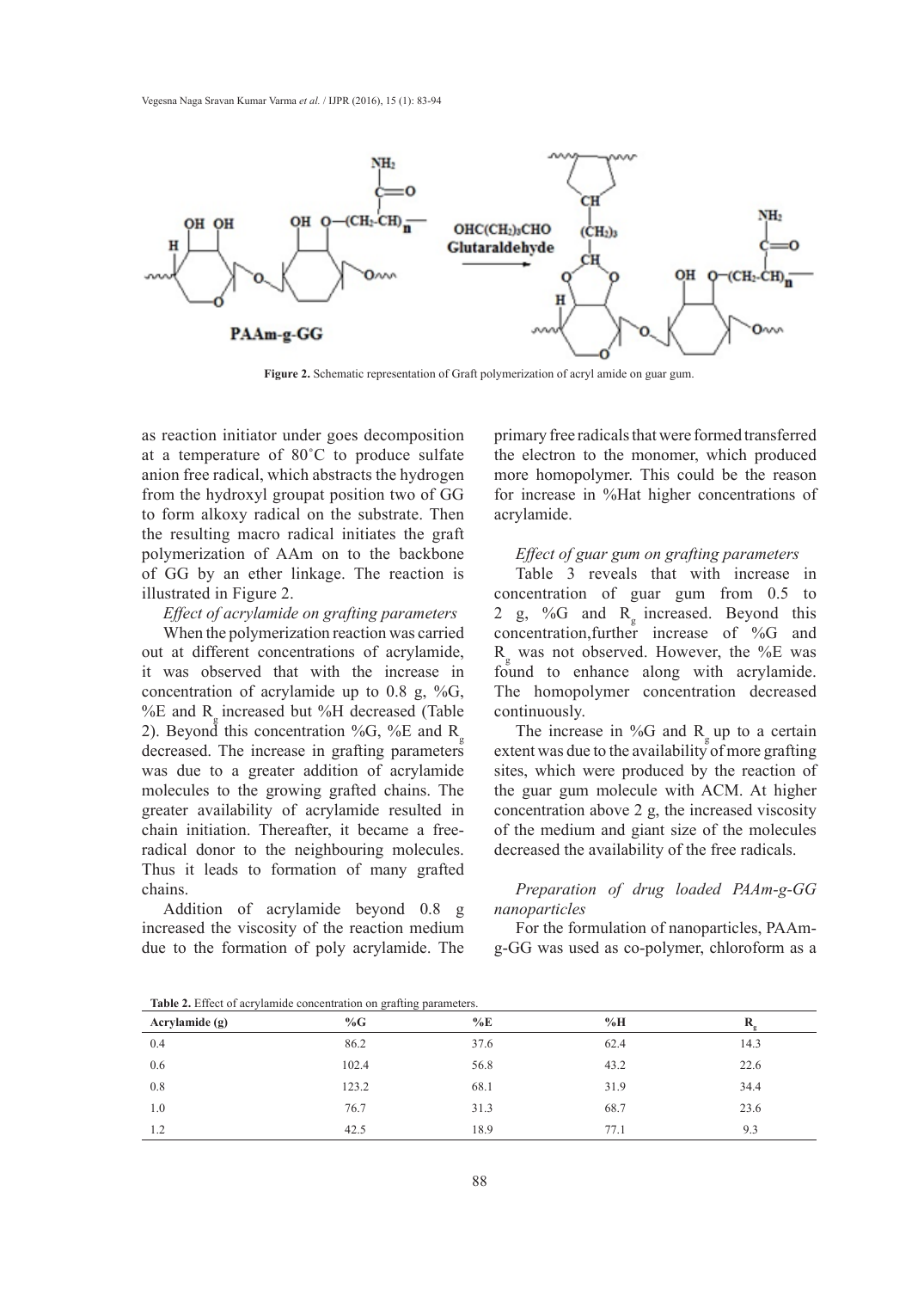**Figure 2.** Schematic representation of Graft polymerization of acryl amide on guar gum.

as reaction initiator under goes decomposition at a temperature of 80˚C to produce sulfate anion free radical, which abstracts the hydrogen from the hydroxyl groupat position two of GG to form alkoxy radical on the substrate. Then the resulting macro radical initiates the graft polymerization of AAm on to the backbone of GG by an ether linkage. The reaction is illustrated in Figure 2.

*Effect of acrylamide on grafting parameters*

When the polymerization reaction was carried out at different concentrations of acrylamide, it was observed that with the increase in concentration of acrylamide up to 0.8 g, %G, %E and $R_g$ increased but %H decreased (Table 2). Beyond this concentration %G, %E and $R_g$ decreased. The increase in grafting parameters was due to a greater addition of acrylamide molecules to the growing grafted chains. The greater availability of acrylamide resulted in chain initiation. Thereafter, it became a free-radical donor to the neighbouring molecules. Thus it leads to formation of many grafted chains.

Addition of acrylamide beyond 0.8 g increased the viscosity of the reaction medium due to the formation of poly acrylamide. The primary free radicals that were formed transferred the electron to the monomer, which produced more homopolymer. This could be the reason for increase in %Hat higher concentrations of acrylamide.

*Effect of guar gum on grafting parameters*

Table 3 reveals that with increase in concentration of guar gum from 0.5 to 2 g, %G and $R_g$ increased. Beyond this concentration,further increase of %G and $R_g$ was not observed. However, the %E was found to enhance along with acrylamide. The homopolymer concentration decreased continuously.

The increase in %G and $R_g$ up to a certain extent was due to the availability of more grafting sites, which were produced by the reaction of the guar gum molecule with ACM. At higher concentration above 2 g, the increased viscosity of the medium and giant size of the molecules decreased the availability of the free radicals.

*Preparation of drug loaded PAAm-g-GG nanoparticles*

For the formulation of nanoparticles, PAAm-g-GG was used as co-polymer, chloroform as a

**Table 2.** Effect of acrylamide concentration on grafting parameters.

| Acrylamide (g) | %G | %E | %H | $R_g$ |
|---|---|---|---|---|
| 0.4 | 86.2 | 37.6 | 62.4 | 14.3 |
| 0.6 | 102.4 | 56.8 | 43.2 | 22.6 |
| 0.8 | 123.2 | 68.1 | 31.9 | 34.4 |
| 1.0 | 76.7 | 31.3 | 68.7 | 23.6 |
| 1.2 | 42.5 | 18.9 | 77.1 | 9.3 |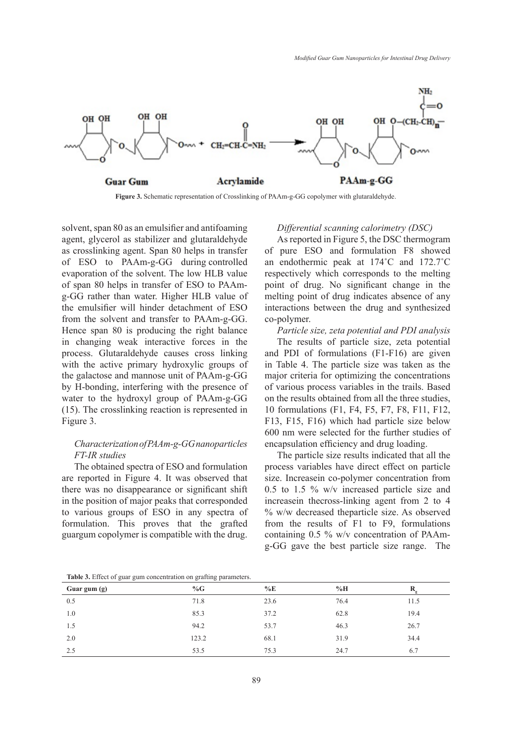Guar Gum Acrylamide PAAm-g-GG

**Figure 3.** Schematic representation of Crosslinking of PAAm-g-GG copolymer with glutaraldehyde.

solvent, span 80 as an emulsifier and antifoaming agent, glycerol as stabilizer and glutaraldehyde as crosslinking agent. Span 80 helps in transfer of ESO to PAAm-g-GG during controlled evaporation of the solvent. The low HLB value of span 80 helps in transfer of ESO to PAAm-g-GG rather than water. Higher HLB value of the emulsifier will hinder detachment of ESO from the solvent and transfer to PAAm-g-GG. Hence span 80 is producing the right balance in changing weak interactive forces in the process. Glutaraldehyde causes cross linking with the active primary hydroxylic groups of the galactose and mannose unit of PAAm-g-GG by H-bonding, interfering with the presence of water to the hydroxyl group of PAAm-g-GG (15). The crosslinking reaction is represented in Figure 3.

*Characterization of PAAm-g-GG nanoparticles*

*FT-IR studies*

The obtained spectra of ESO and formulation are reported in Figure 4. It was observed that there was no disappearance or significant shift in the position of major peaks that corresponded to various groups of ESO in any spectra of formulation. This proves that the grafted guargum copolymer is compatible with the drug.

*Differential scanning calorimetry (DSC)*

As reported in Figure 5, the DSC thermogram of pure ESO and formulation F8 showed an endothermic peak at 174˚C and 172.7˚C respectively which corresponds to the melting point of drug. No significant change in the melting point of drug indicates absence of any interactions between the drug and synthesized co-polymer.

*Particle size, zeta potential and PDI analysis*

The results of particle size, zeta potential and PDI of formulations (F1-F16) are given in Table 4. The particle size was taken as the major criteria for optimizing the concentrations of various process variables in the trails. Based on the results obtained from all the three studies, 10 formulations (F1, F4, F5, F7, F8, F11, F12, F13, F15, F16) which had particle size below 600 nm were selected for the further studies of encapsulation efficiency and drug loading.

The particle size results indicated that all the process variables have direct effect on particle size. Increasein co-polymer concentration from 0.5 to 1.5 % w/v increased particle size and increasein thecross-linking agent from 2 to 4 % w/w decreased theparticle size. As observed from the results of F1 to F9, formulations containing 0.5 % w/v concentration of PAAm-g-GG gave the best particle size range. The

**Table 3.** Effect of guar gum concentration on grafting parameters.

| Guar gum (g) | %G | %E | %H | $R_g$ |
|---|---|---|---|---|
| 0.5 | 71.8 | 23.6 | 76.4 | 11.5 |
| 1.0 | 85.3 | 37.2 | 62.8 | 19.4 |
| 1.5 | 94.2 | 53.7 | 46.3 | 26.7 |
| 2.0 | 123.2 | 68.1 | 31.9 | 34.4 |
| 2.5 | 53.5 | 75.3 | 24.7 | 6.7 |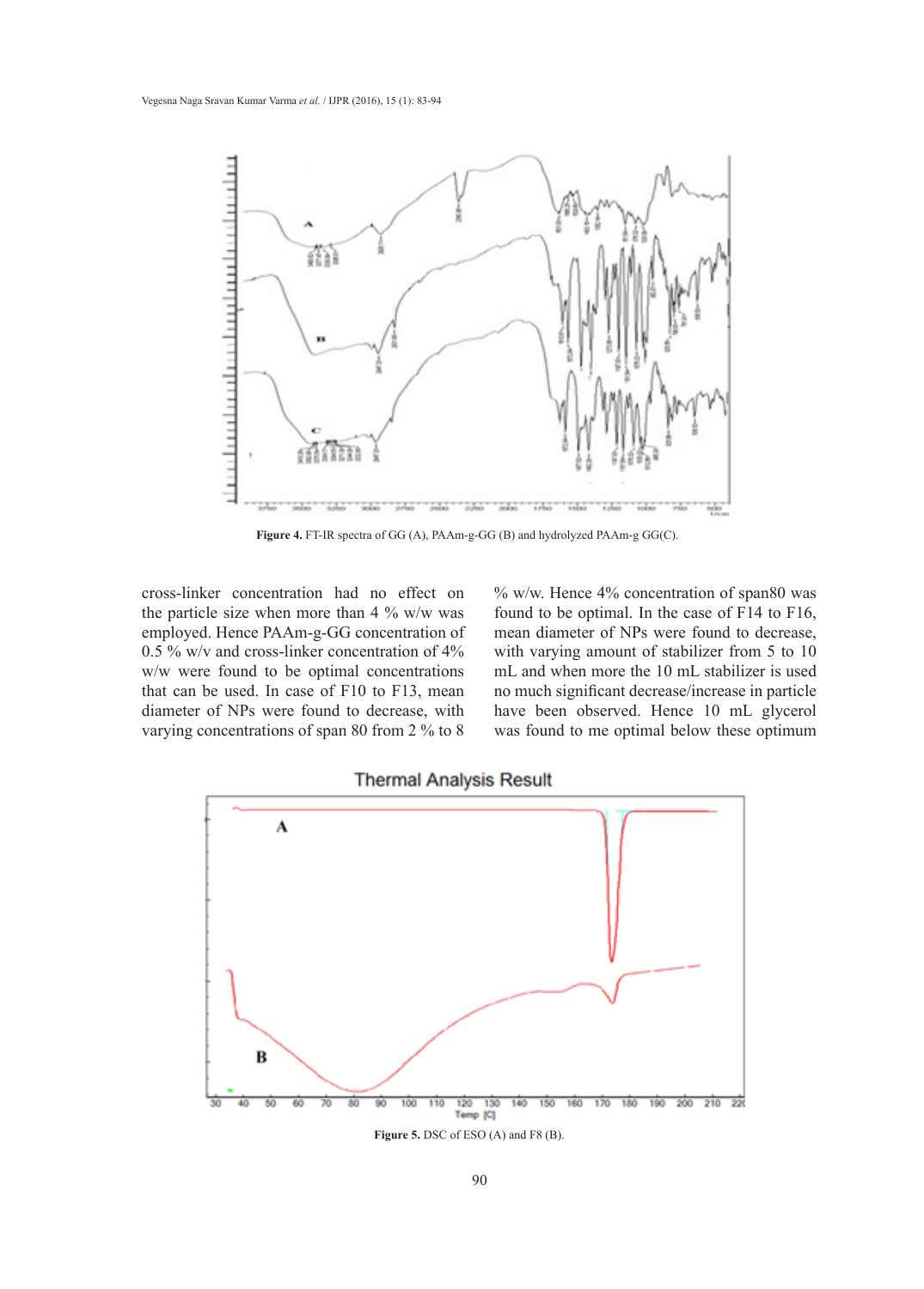Figure 4. FT-IR spectra of GG (A), PAAm-g-GG (B) and hydrolyzed PAAm-g GG(C).

cross-linker concentration had no effect on the particle size when more than 4 % w/w was employed. Hence PAAm-g-GG concentration of 0.5 % w/v and cross-linker concentration of 4% w/w were found to be optimal concentrations that can be used. In case of F10 to F13, mean diameter of NPs were found to decrease, with varying concentrations of span 80 from 2 % to 8 % w/w. Hence 4% concentration of span80 was found to be optimal. In the case of F14 to F16, mean diameter of NPs were found to decrease, with varying amount of stabilizer from 5 to 10 mL and when more the 10 mL stabilizer is used no much significant decrease/increase in particle have been observed. Hence 10 mL glycerol was found to me optimal below these optimum

Figure 5. DSC of ESO (A) and F8 (B).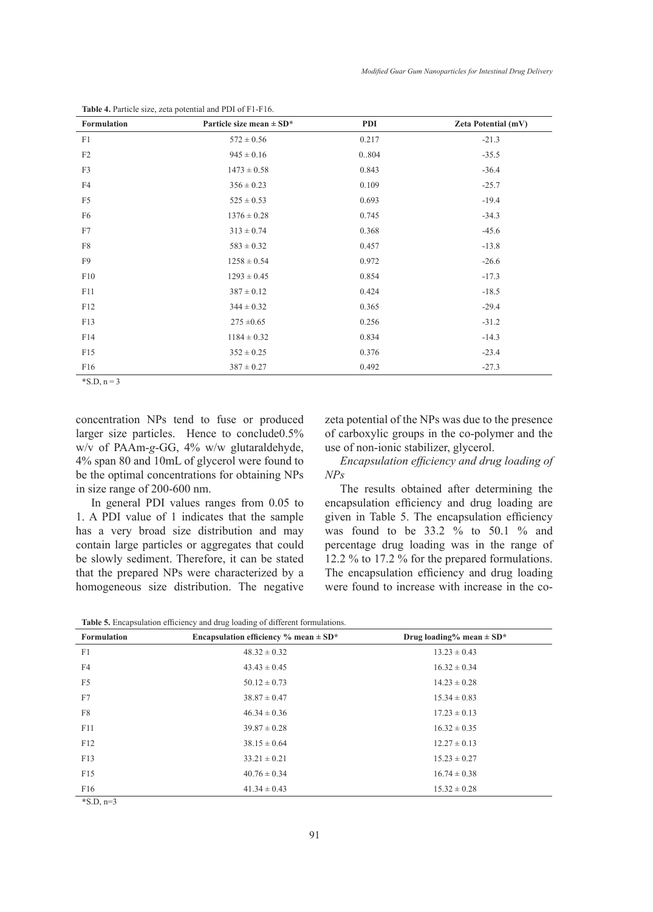**Table 4.** Particle size, zeta potential and PDI of F1-F16.

| Formulation | Particle size mean ± SD* | PDI | Zeta Potential (mV) |
|---|---|---|---|
| F1 | 572 ± 0.56 | 0.217 | -21.3 |
| F2 | 945 ± 0.16 | 0..804 | -35.5 |
| F3 | 1473 ± 0.58 | 0.843 | -36.4 |
| F4 | 356 ± 0.23 | 0.109 | -25.7 |
| F5 | 525 ± 0.53 | 0.693 | -19.4 |
| F6 | 1376 ± 0.28 | 0.745 | -34.3 |
| F7 | 313 ± 0.74 | 0.368 | -45.6 |
| F8 | 583 ± 0.32 | 0.457 | -13.8 |
| F9 | 1258 ± 0.54 | 0.972 | -26.6 |
| F10 | 1293 ± 0.45 | 0.854 | -17.3 |
| F11 | 387 ± 0.12 | 0.424 | -18.5 |
| F12 | 344 ± 0.32 | 0.365 | -29.4 |
| F13 | 275 ±0.65 | 0.256 | -31.2 |
| F14 | 1184 ± 0.32 | 0.834 | -14.3 |
| F15 | 352 ± 0.25 | 0.376 | -23.4 |
| F16 | 387 ± 0.27 | 0.492 | -27.3 |

*S.D, n = 3

concentration NPs tend to fuse or produced larger size particles. Hence to conclude0.5% w/v of PAAm-*g*-GG, 4% w/w glutaraldehyde, 4% span 80 and 10mL of glycerol were found to be the optimal concentrations for obtaining NPs in size range of 200-600 nm.

In general PDI values ranges from 0.05 to 1. A PDI value of 1 indicates that the sample has a very broad size distribution and may contain large particles or aggregates that could be slowly sediment. Therefore, it can be stated that the prepared NPs were characterized by a homogeneous size distribution. The negative zeta potential of the NPs was due to the presence of carboxylic groups in the co-polymer and the use of non-ionic stabilizer, glycerol.

*Encapsulation efficiency and drug loading of NPs*

The results obtained after determining the encapsulation efficiency and drug loading are given in Table 5. The encapsulation efficiency was found to be 33.2 % to 50.1 % and percentage drug loading was in the range of 12.2 % to 17.2 % for the prepared formulations. The encapsulation efficiency and drug loading were found to increase with increase in the co-

**Table 5.** Encapsulation efficiency and drug loading of different formulations.

| Formulation | Encapsulation efficiency % mean ± SD* | Drug loading% mean ± SD* |
|---|---|---|
| F1 | 48.32 ± 0.32 | 13.23 ± 0.43 |
| F4 | 43.43 ± 0.45 | 16.32 ± 0.34 |
| F5 | 50.12 ± 0.73 | 14.23 ± 0.28 |
| F7 | 38.87 ± 0.47 | 15.34 ± 0.83 |
| F8 | 46.34 ± 0.36 | 17.23 ± 0.13 |
| F11 | 39.87 ± 0.28 | 16.32 ± 0.35 |
| F12 | 38.15 ± 0.64 | 12.27 ± 0.13 |
| F13 | 33.21 ± 0.21 | 15.23 ± 0.27 |
| F15 | 40.76 ± 0.34 | 16.74 ± 0.38 |
| F16 | 41.34 ± 0.43 | 15.32 ± 0.28 |

*S.D, n=3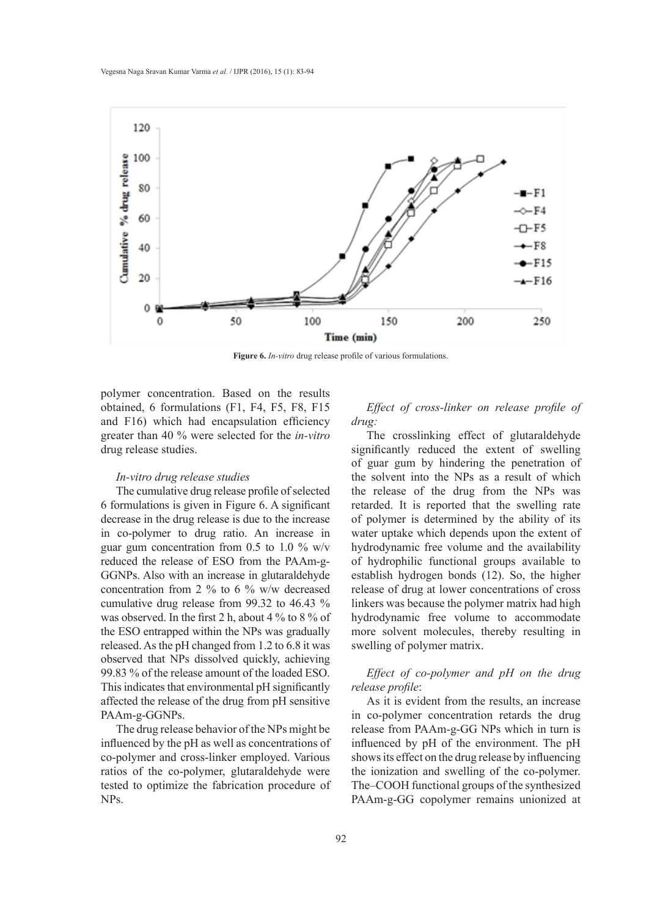**Figure 6.** *In-vitro* drug release profile of various formulations.

polymer concentration. Based on the results obtained, 6 formulations (F1, F4, F5, F8, F15 and F16) which had encapsulation efficiency greater than 40 % were selected for the *in-vitro* drug release studies.

*In-vitro drug release studies*

The cumulative drug release profile of selected 6 formulations is given in Figure 6. A significant decrease in the drug release is due to the increase in co-polymer to drug ratio. An increase in guar gum concentration from 0.5 to 1.0 % w/v reduced the release of ESO from the PAAm-g-GGNPs. Also with an increase in glutaraldehyde concentration from 2 % to 6 % w/w decreased cumulative drug release from 99.32 to 46.43 % was observed. In the first 2 h, about 4 % to 8 % of the ESO entrapped within the NPs was gradually released. As the pH changed from 1.2 to 6.8 it was observed that NPs dissolved quickly, achieving 99.83 % of the release amount of the loaded ESO. This indicates that environmental pH significantly affected the release of the drug from pH sensitive PAAm-g-GGNPs.

The drug release behavior of the NPs might be influenced by the pH as well as concentrations of co-polymer and cross-linker employed. Various ratios of the co-polymer, glutaraldehyde were tested to optimize the fabrication procedure of NPs.

*Effect of cross-linker on release profile of drug:*

The crosslinking effect of glutaraldehyde significantly reduced the extent of swelling of guar gum by hindering the penetration of the solvent into the NPs as a result of which the release of the drug from the NPs was retarded. It is reported that the swelling rate of polymer is determined by the ability of its water uptake which depends upon the extent of hydrodynamic free volume and the availability of hydrophilic functional groups available to establish hydrogen bonds (12). So, the higher release of drug at lower concentrations of cross linkers was because the polymer matrix had high hydrodynamic free volume to accommodate more solvent molecules, thereby resulting in swelling of polymer matrix.

*Effect of co-polymer and pH on the drug release profile*:

As it is evident from the results, an increase in co-polymer concentration retards the drug release from PAAm-g-GG NPs which in turn is influenced by pH of the environment. The pH shows its effect on the drug release by influencing the ionization and swelling of the co-polymer. The–COOH functional groups of the synthesized PAAm-g-GG copolymer remains unionized at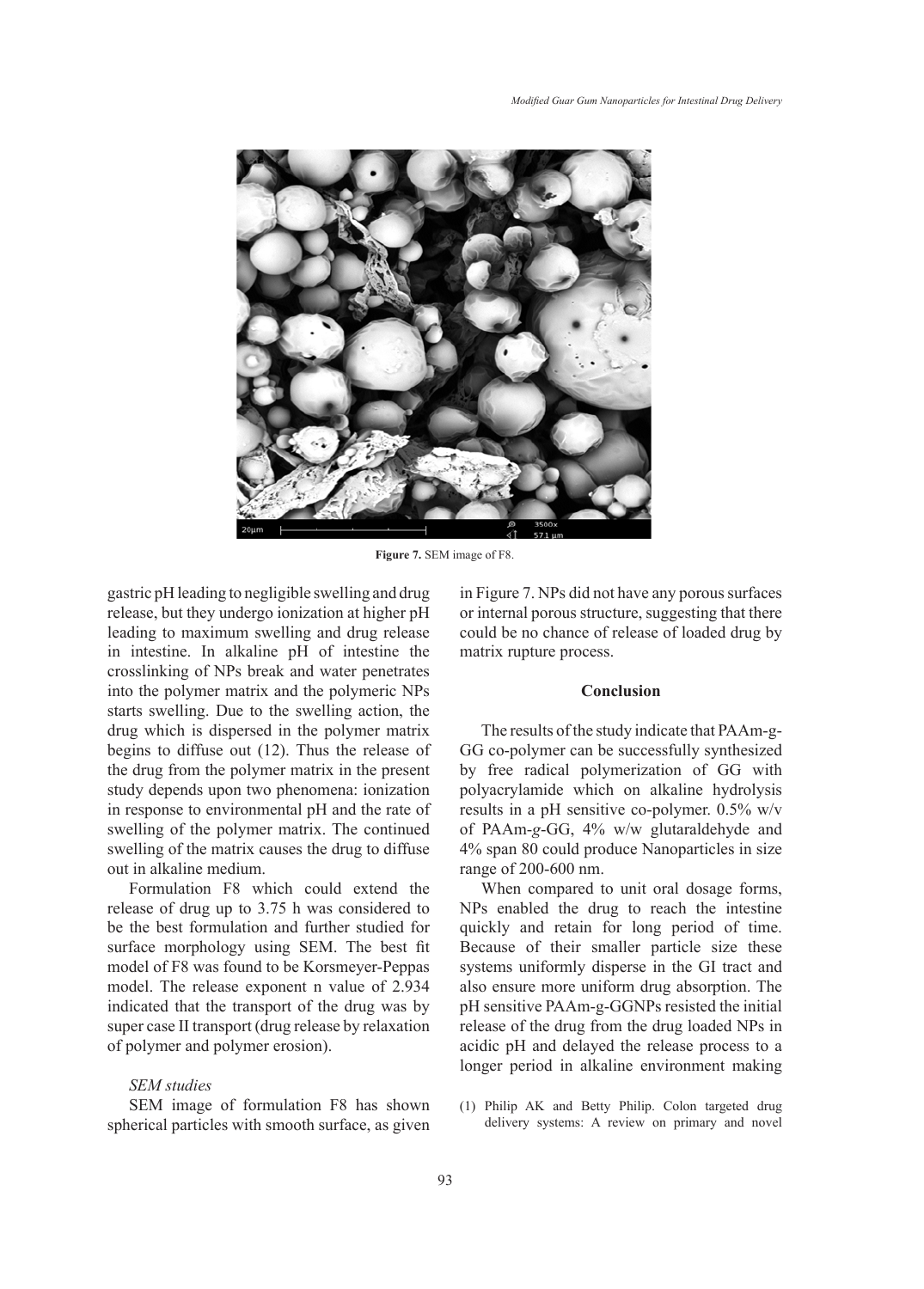Figure 7. SEM image of F8.

gastric pH leading to negligible swelling and drug release, but they undergo ionization at higher pH leading to maximum swelling and drug release in intestine. In alkaline pH of intestine the crosslinking of NPs break and water penetrates into the polymer matrix and the polymeric NPs starts swelling. Due to the swelling action, the drug which is dispersed in the polymer matrix begins to diffuse out (12). Thus the release of the drug from the polymer matrix in the present study depends upon two phenomena: ionization in response to environmental pH and the rate of swelling of the polymer matrix. The continued swelling of the matrix causes the drug to diffuse out in alkaline medium.

Formulation F8 which could extend the release of drug up to 3.75 h was considered to be the best formulation and further studied for surface morphology using SEM. The best fit model of F8 was found to be Korsmeyer-Peppas model. The release exponent n value of 2.934 indicated that the transport of the drug was by super case II transport (drug release by relaxation of polymer and polymer erosion).

### *SEM studies*

SEM image of formulation F8 has shown spherical particles with smooth surface, as given in Figure 7. NPs did not have any porous surfaces or internal porous structure, suggesting that there could be no chance of release of loaded drug by matrix rupture process.

## Conclusion

The results of the study indicate that PAAm-g-GG co-polymer can be successfully synthesized by free radical polymerization of GG with polyacrylamide which on alkaline hydrolysis results in a pH sensitive co-polymer. 0.5% w/v of PAAm-*g*-GG, 4% w/w glutaraldehyde and 4% span 80 could produce Nanoparticles in size range of 200-600 nm.

When compared to unit oral dosage forms, NPs enabled the drug to reach the intestine quickly and retain for long period of time. Because of their smaller particle size these systems uniformly disperse in the GI tract and also ensure more uniform drug absorption. The pH sensitive PAAm-g-GGNPs resisted the initial release of the drug from the drug loaded NPs in acidic pH and delayed the release process to a longer period in alkaline environment making

(1) Philip AK and Betty Philip. Colon targeted drug delivery systems: A review on primary and novel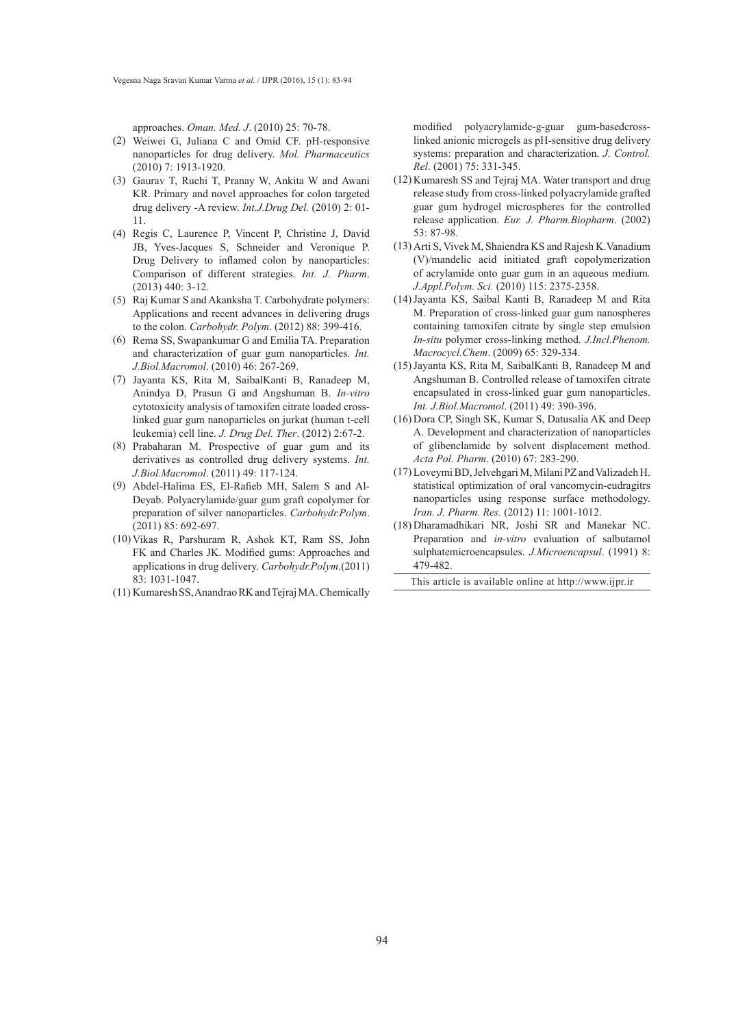approaches. *Oman. Med. J*. (2010) 25: 70-78.

(2) Weiwei G, Juliana C and Omid CF. pH-responsive nanoparticles for drug delivery. *Mol. Pharmaceutics* (2010) 7: 1913-1920.

(3) Gaurav T, Ruchi T, Pranay W, Ankita W and Awani KR. Primary and novel approaches for colon targeted drug delivery -A review. *Int.J.Drug Del.* (2010) 2: 01-11.

(4) Regis C, Laurence P, Vincent P, Christine J, David JB, Yves-Jacques S, Schneider and Veronique P. Drug Delivery to inflamed colon by nanoparticles: Comparison of different strategies. *Int. J. Pharm*. (2013) 440: 3-12.

(5) Raj Kumar S and Akanksha T. Carbohydrate polymers: Applications and recent advances in delivering drugs to the colon. *Carbohydr. Polym*. (2012) 88: 399-416.

(6) Rema SS, Swapankumar G and Emilia TA. Preparation and characterization of guar gum nanoparticles. *Int. J.Biol.Macromol*. (2010) 46: 267-269.

(7) Jayanta KS, Rita M, SaibalKanti B, Ranadeep M, Anindya D, Prasun G and Angshuman B. *In-vitro* cytotoxicity analysis of tamoxifen citrate loaded cross-linked guar gum nanoparticles on jurkat (human t-cell leukemia) cell line. *J. Drug Del. Ther*. (2012) 2:67-2.

(8) Prabaharan M. Prospective of guar gum and its derivatives as controlled drug delivery systems. *Int. J.Biol.Macromol*. (2011) 49: 117-124.

(9) Abdel-Halima ES, El-Rafieb MH, Salem S and Al-Deyab. Polyacrylamide/guar gum graft copolymer for preparation of silver nanoparticles. *Carbohydr.Polym*. (2011) 85: 692-697.

(10) Vikas R, Parshuram R, Ashok KT, Ram SS, John FK and Charles JK. Modified gums: Approaches and applications in drug delivery. *Carbohydr.Polym*.(2011) 83: 1031-1047.

(11) Kumaresh SS, Anandrao RK and Tejraj MA. Chemically modified polyacrylamide-g-guar gum-basedcross-linked anionic microgels as pH-sensitive drug delivery systems: preparation and characterization. *J. Control. Rel*. (2001) 75: 331-345.

(12) Kumaresh SS and Tejraj MA. Water transport and drug release study from cross-linked polyacrylamide grafted guar gum hydrogel microspheres for the controlled release application. *Eur. J. Pharm.Biopharm*. (2002) 53: 87-98.

(13) Arti S, Vivek M, Shaiendra KS and Rajesh K. Vanadium (V)/mandelic acid initiated graft copolymerization of acrylamide onto guar gum in an aqueous medium. *J.Appl.Polym. Sci.* (2010) 115: 2375-2358.

(14) Jayanta KS, Saibal Kanti B, Ranadeep M and Rita M. Preparation of cross-linked guar gum nanospheres containing tamoxifen citrate by single step emulsion *In-situ* polymer cross-linking method. *J.Incl.Phenom. Macrocycl.Chem*. (2009) 65: 329-334.

(15) Jayanta KS, Rita M, SaibalKanti B, Ranadeep M and Angshuman B. Controlled release of tamoxifen citrate encapsulated in cross-linked guar gum nanoparticles. *Int. J.Biol.Macromol*. (2011) 49: 390-396.

(16) Dora CP, Singh SK, Kumar S, Datusalia AK and Deep A. Development and characterization of nanoparticles of glibenclamide by solvent displacement method. *Acta Pol. Pharm*. (2010) 67: 283-290.

(17) Loveymi BD, Jelvehgari M, Milani PZ and Valizadeh H. statistical optimization of oral vancomycin-eudragitrs nanoparticles using response surface methodology. *Iran. J. Pharm. Res.* (2012) 11: 1001-1012.

(18) Dharamadhikari NR, Joshi SR and Manekar NC. Preparation and *in-vitro* evaluation of salbutamol sulphatemicroencapsules. *J.Microencapsul*. (1991) 8: 479-482.

This article is available online at http://www.ijpr.ir